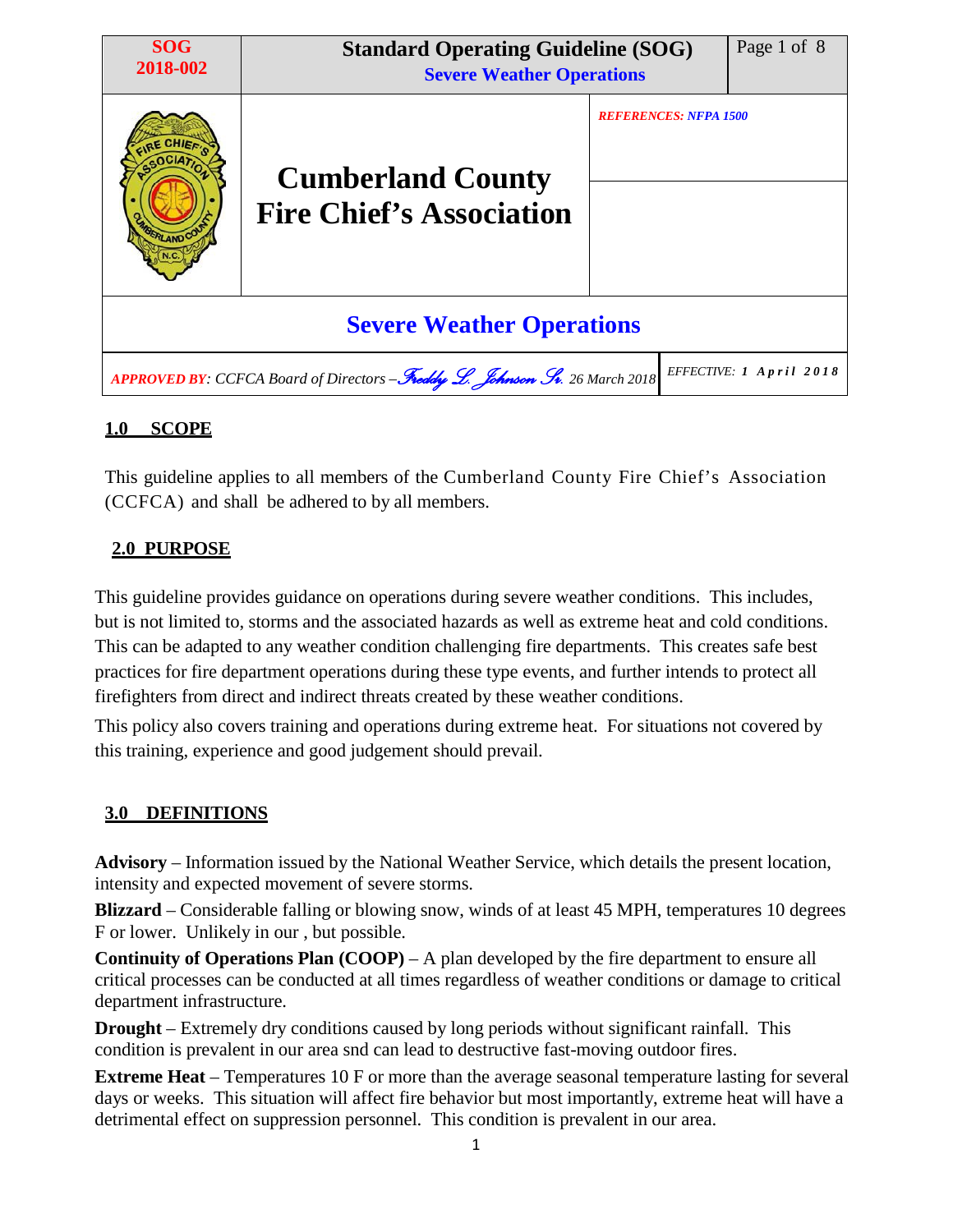| SOG 2018-002 | Standard Operating Guideline (SOG) Severe Weather Operations | |
|---|---|---|
| | **Cumberland County Fire Chief's Association** | *REFERENCES: NFPA 1500* |

## Severe Weather Operations

*APPROVED BY: CCFCA Board of Directors – Freddy L. Johnson Sr. 26 March 2018* | *EFFECTIVE: 1 April 2018*

### 1.0 SCOPE

This guideline applies to all members of the Cumberland County Fire Chief's Association (CCFCA) and shall be adhered to by all members.

### 2.0 PURPOSE

This guideline provides guidance on operations during severe weather conditions. This includes, but is not limited to, storms and the associated hazards as well as extreme heat and cold conditions. This can be adapted to any weather condition challenging fire departments. This creates safe best practices for fire department operations during these type events, and further intends to protect all firefighters from direct and indirect threats created by these weather conditions.

This policy also covers training and operations during extreme heat. For situations not covered by this training, experience and good judgement should prevail.

### 3.0 DEFINITIONS

**Advisory** – Information issued by the National Weather Service, which details the present location, intensity and expected movement of severe storms.

**Blizzard** – Considerable falling or blowing snow, winds of at least 45 MPH, temperatures 10 degrees F or lower. Unlikely in our , but possible.

**Continuity of Operations Plan (COOP)** – A plan developed by the fire department to ensure all critical processes can be conducted at all times regardless of weather conditions or damage to critical department infrastructure.

**Drought** – Extremely dry conditions caused by long periods without significant rainfall. This condition is prevalent in our area snd can lead to destructive fast-moving outdoor fires.

**Extreme Heat** – Temperatures 10 F or more than the average seasonal temperature lasting for several days or weeks. This situation will affect fire behavior but most importantly, extreme heat will have a detrimental effect on suppression personnel. This condition is prevalent in our area.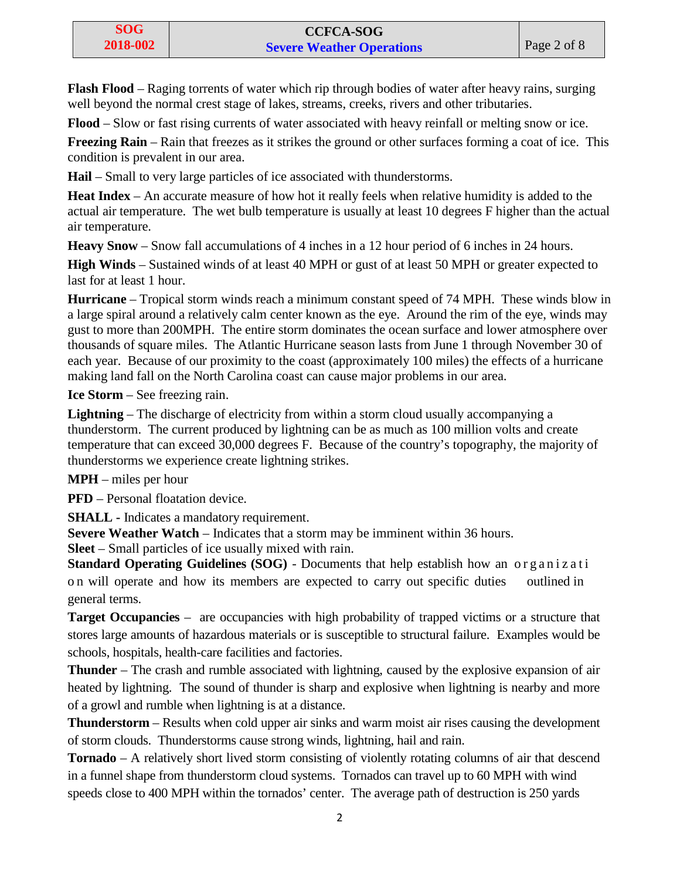**Flash Flood** – Raging torrents of water which rip through bodies of water after heavy rains, surging well beyond the normal crest stage of lakes, streams, creeks, rivers and other tributaries.

**Flood** – Slow or fast rising currents of water associated with heavy reinfall or melting snow or ice.

**Freezing Rain** – Rain that freezes as it strikes the ground or other surfaces forming a coat of ice. This condition is prevalent in our area.

**Hail** – Small to very large particles of ice associated with thunderstorms.

**Heat Index** – An accurate measure of how hot it really feels when relative humidity is added to the actual air temperature. The wet bulb temperature is usually at least 10 degrees F higher than the actual air temperature.

**Heavy Snow** – Snow fall accumulations of 4 inches in a 12 hour period of 6 inches in 24 hours.

**High Winds** – Sustained winds of at least 40 MPH or gust of at least 50 MPH or greater expected to last for at least 1 hour.

**Hurricane** – Tropical storm winds reach a minimum constant speed of 74 MPH. These winds blow in a large spiral around a relatively calm center known as the eye. Around the rim of the eye, winds may gust to more than 200MPH. The entire storm dominates the ocean surface and lower atmosphere over thousands of square miles. The Atlantic Hurricane season lasts from June 1 through November 30 of each year. Because of our proximity to the coast (approximately 100 miles) the effects of a hurricane making land fall on the North Carolina coast can cause major problems in our area.

**Ice Storm** – See freezing rain.

**Lightning** – The discharge of electricity from within a storm cloud usually accompanying a thunderstorm. The current produced by lightning can be as much as 100 million volts and create temperature that can exceed 30,000 degrees F. Because of the country's topography, the majority of thunderstorms we experience create lightning strikes.

**MPH** – miles per hour

**PFD** – Personal floatation device.

**SHALL -** Indicates a mandatory requirement.

**Severe Weather Watch** – Indicates that a storm may be imminent within 36 hours.

**Sleet** – Small particles of ice usually mixed with rain.

**Standard Operating Guidelines (SOG)** - Documents that help establish how an organization will operate and how its members are expected to carry out specific duties outlined in general terms.

**Target Occupancies** – are occupancies with high probability of trapped victims or a structure that stores large amounts of hazardous materials or is susceptible to structural failure. Examples would be schools, hospitals, health-care facilities and factories.

**Thunder** – The crash and rumble associated with lightning, caused by the explosive expansion of air heated by lightning. The sound of thunder is sharp and explosive when lightning is nearby and more of a growl and rumble when lightning is at a distance.

**Thunderstorm** – Results when cold upper air sinks and warm moist air rises causing the development of storm clouds. Thunderstorms cause strong winds, lightning, hail and rain.

**Tornado** – A relatively short lived storm consisting of violently rotating columns of air that descend in a funnel shape from thunderstorm cloud systems. Tornados can travel up to 60 MPH with wind speeds close to 400 MPH within the tornados' center. The average path of destruction is 250 yards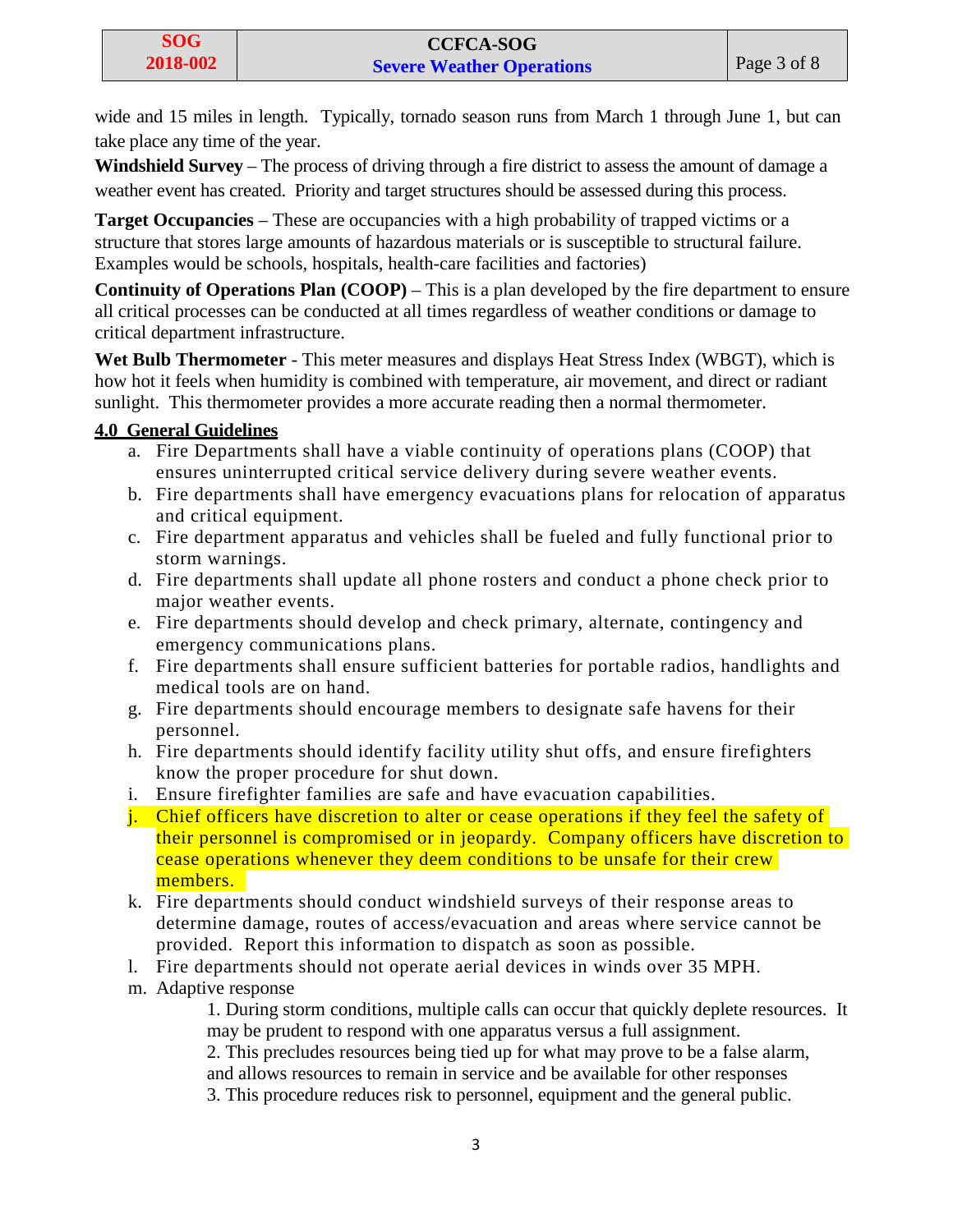wide and 15 miles in length. Typically, tornado season runs from March 1 through June 1, but can take place any time of the year.

**Windshield Survey** – The process of driving through a fire district to assess the amount of damage a weather event has created. Priority and target structures should be assessed during this process.

**Target Occupancies** – These are occupancies with a high probability of trapped victims or a structure that stores large amounts of hazardous materials or is susceptible to structural failure. Examples would be schools, hospitals, health-care facilities and factories)

**Continuity of Operations Plan (COOP)** – This is a plan developed by the fire department to ensure all critical processes can be conducted at all times regardless of weather conditions or damage to critical department infrastructure.

**Wet Bulb Thermometer** - This meter measures and displays Heat Stress Index (WBGT), which is how hot it feels when humidity is combined with temperature, air movement, and direct or radiant sunlight. This thermometer provides a more accurate reading then a normal thermometer.

## 4.0 General Guidelines

a. Fire Departments shall have a viable continuity of operations plans (COOP) that ensures uninterrupted critical service delivery during severe weather events.
b. Fire departments shall have emergency evacuations plans for relocation of apparatus and critical equipment.
c. Fire department apparatus and vehicles shall be fueled and fully functional prior to storm warnings.
d. Fire departments shall update all phone rosters and conduct a phone check prior to major weather events.
e. Fire departments should develop and check primary, alternate, contingency and emergency communications plans.
f. Fire departments shall ensure sufficient batteries for portable radios, handlights and medical tools are on hand.
g. Fire departments should encourage members to designate safe havens for their personnel.
h. Fire departments should identify facility utility shut offs, and ensure firefighters know the proper procedure for shut down.
i. Ensure firefighter families are safe and have evacuation capabilities.
j. Chief officers have discretion to alter or cease operations if they feel the safety of their personnel is compromised or in jeopardy. Company officers have discretion to cease operations whenever they deem conditions to be unsafe for their crew members.
k. Fire departments should conduct windshield surveys of their response areas to determine damage, routes of access/evacuation and areas where service cannot be provided. Report this information to dispatch as soon as possible.
l. Fire departments should not operate aerial devices in winds over 35 MPH.
m. Adaptive response

    1. During storm conditions, multiple calls can occur that quickly deplete resources. It may be prudent to respond with one apparatus versus a full assignment.
    2. This precludes resources being tied up for what may prove to be a false alarm, and allows resources to remain in service and be available for other responses
    3. This procedure reduces risk to personnel, equipment and the general public.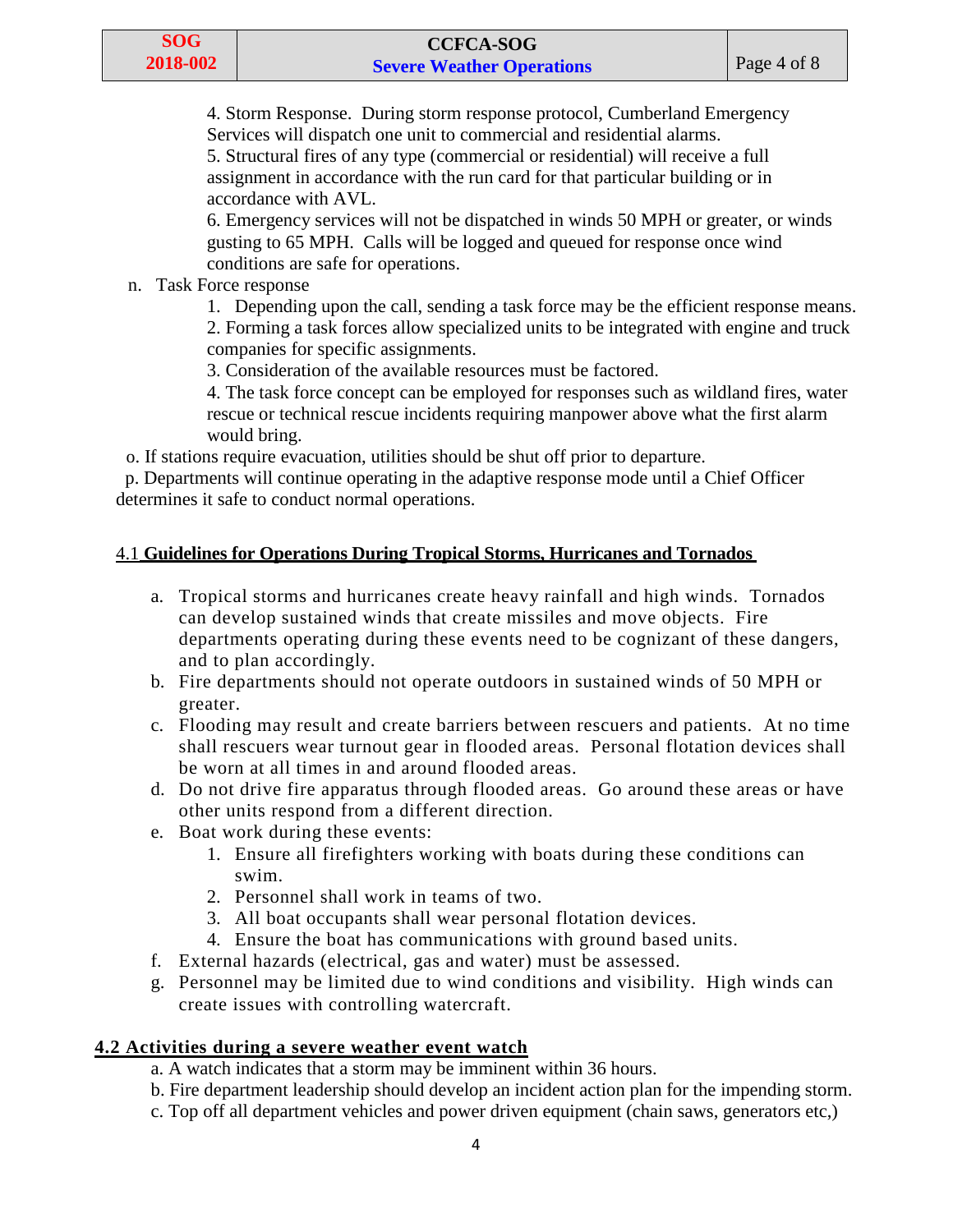4. Storm Response. During storm response protocol, Cumberland Emergency Services will dispatch one unit to commercial and residential alarms.

5. Structural fires of any type (commercial or residential) will receive a full assignment in accordance with the run card for that particular building or in accordance with AVL.

6. Emergency services will not be dispatched in winds 50 MPH or greater, or winds gusting to 65 MPH. Calls will be logged and queued for response once wind conditions are safe for operations.

n. Task Force response

1. Depending upon the call, sending a task force may be the efficient response means.

2. Forming a task forces allow specialized units to be integrated with engine and truck companies for specific assignments.

3. Consideration of the available resources must be factored.

4. The task force concept can be employed for responses such as wildland fires, water rescue or technical rescue incidents requiring manpower above what the first alarm would bring.

o. If stations require evacuation, utilities should be shut off prior to departure.

p. Departments will continue operating in the adaptive response mode until a Chief Officer determines it safe to conduct normal operations.

## 4.1 Guidelines for Operations During Tropical Storms, Hurricanes and Tornados

a. Tropical storms and hurricanes create heavy rainfall and high winds. Tornados can develop sustained winds that create missiles and move objects. Fire departments operating during these events need to be cognizant of these dangers, and to plan accordingly.

b. Fire departments should not operate outdoors in sustained winds of 50 MPH or greater.

c. Flooding may result and create barriers between rescuers and patients. At no time shall rescuers wear turnout gear in flooded areas. Personal flotation devices shall be worn at all times in and around flooded areas.

d. Do not drive fire apparatus through flooded areas. Go around these areas or have other units respond from a different direction.

e. Boat work during these events:

1. Ensure all firefighters working with boats during these conditions can swim.
2. Personnel shall work in teams of two.
3. All boat occupants shall wear personal flotation devices.
4. Ensure the boat has communications with ground based units.

f. External hazards (electrical, gas and water) must be assessed.

g. Personnel may be limited due to wind conditions and visibility. High winds can create issues with controlling watercraft.

## 4.2 Activities during a severe weather event watch

a. A watch indicates that a storm may be imminent within 36 hours.

b. Fire department leadership should develop an incident action plan for the impending storm.

c. Top off all department vehicles and power driven equipment (chain saws, generators etc,)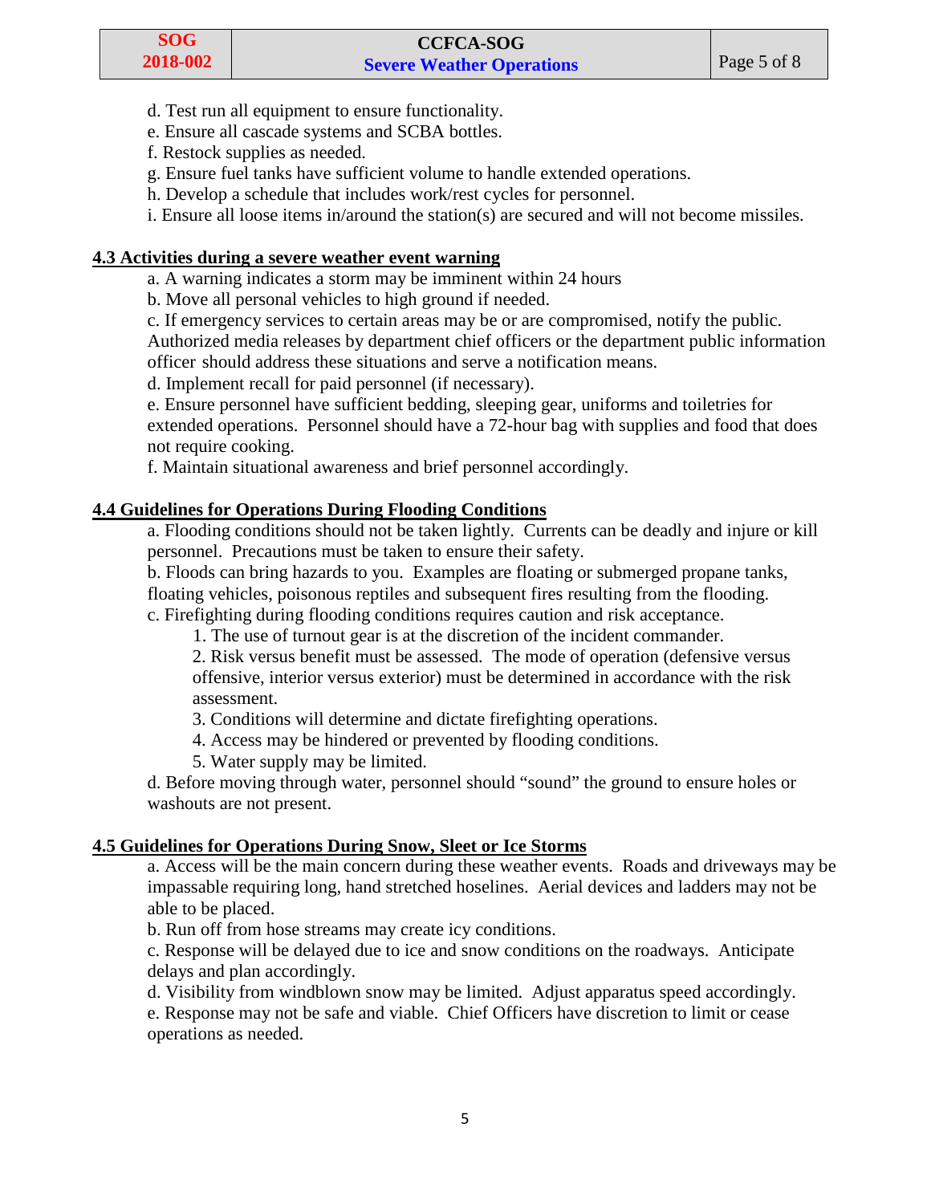d. Test run all equipment to ensure functionality.
e. Ensure all cascade systems and SCBA bottles.
f. Restock supplies as needed.
g. Ensure fuel tanks have sufficient volume to handle extended operations.
h. Develop a schedule that includes work/rest cycles for personnel.
i. Ensure all loose items in/around the station(s) are secured and will not become missiles.

## 4.3 Activities during a severe weather event warning

a. A warning indicates a storm may be imminent within 24 hours
b. Move all personal vehicles to high ground if needed.
c. If emergency services to certain areas may be or are compromised, notify the public. Authorized media releases by department chief officers or the department public information officer should address these situations and serve a notification means.
d. Implement recall for paid personnel (if necessary).
e. Ensure personnel have sufficient bedding, sleeping gear, uniforms and toiletries for extended operations. Personnel should have a 72-hour bag with supplies and food that does not require cooking.
f. Maintain situational awareness and brief personnel accordingly.

## 4.4 Guidelines for Operations During Flooding Conditions

a. Flooding conditions should not be taken lightly. Currents can be deadly and injure or kill personnel. Precautions must be taken to ensure their safety.
b. Floods can bring hazards to you. Examples are floating or submerged propane tanks, floating vehicles, poisonous reptiles and subsequent fires resulting from the flooding.
c. Firefighting during flooding conditions requires caution and risk acceptance.

1. The use of turnout gear is at the discretion of the incident commander.
2. Risk versus benefit must be assessed. The mode of operation (defensive versus offensive, interior versus exterior) must be determined in accordance with the risk assessment.
3. Conditions will determine and dictate firefighting operations.
4. Access may be hindered or prevented by flooding conditions.
5. Water supply may be limited.

d. Before moving through water, personnel should "sound" the ground to ensure holes or washouts are not present.

## 4.5 Guidelines for Operations During Snow, Sleet or Ice Storms

a. Access will be the main concern during these weather events. Roads and driveways may be impassable requiring long, hand stretched hoselines. Aerial devices and ladders may not be able to be placed.
b. Run off from hose streams may create icy conditions.
c. Response will be delayed due to ice and snow conditions on the roadways. Anticipate delays and plan accordingly.
d. Visibility from windblown snow may be limited. Adjust apparatus speed accordingly.
e. Response may not be safe and viable. Chief Officers have discretion to limit or cease operations as needed.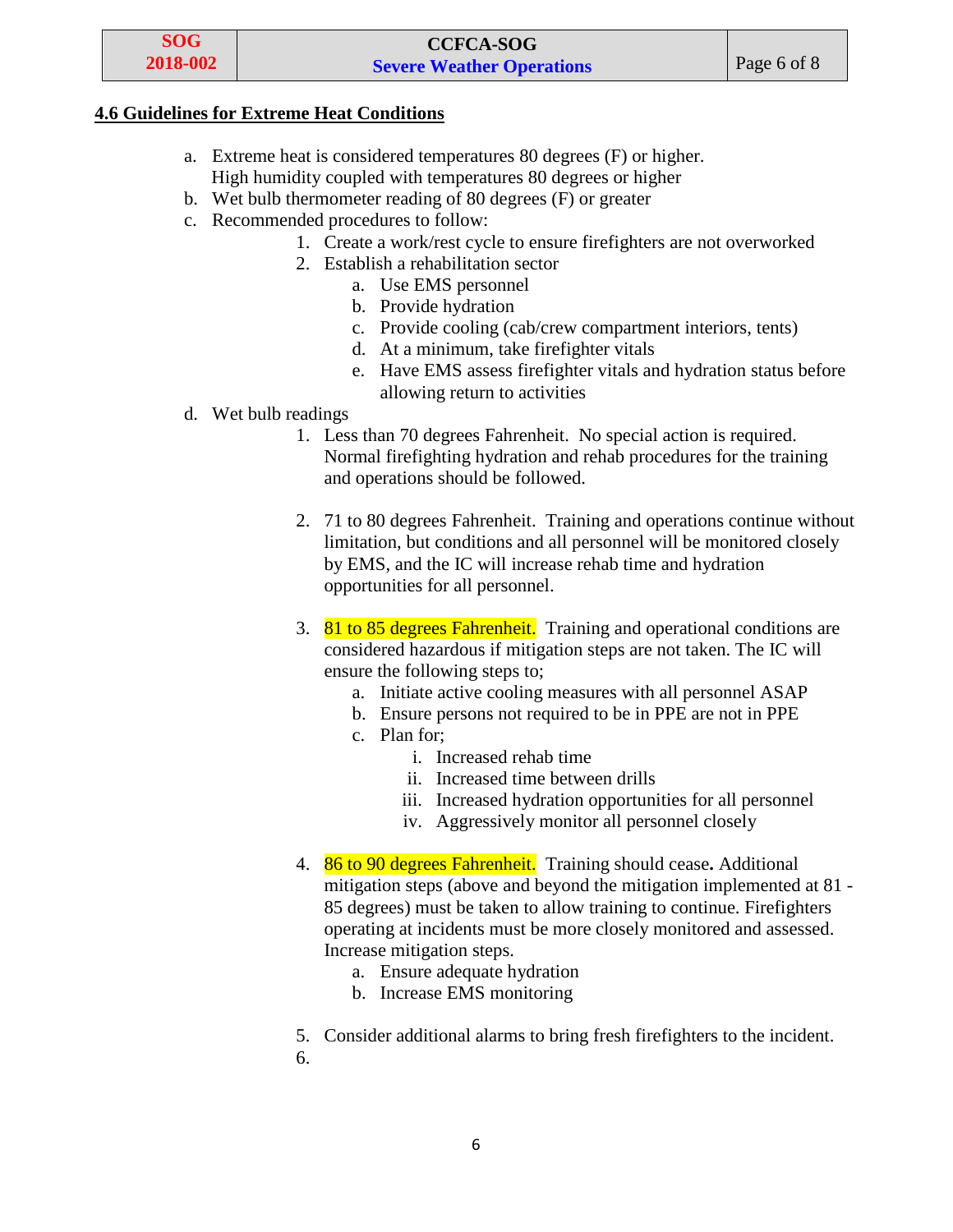## 4.6 Guidelines for Extreme Heat Conditions

a. Extreme heat is considered temperatures 80 degrees (F) or higher.
   High humidity coupled with temperatures 80 degrees or higher
b. Wet bulb thermometer reading of 80 degrees (F) or greater
c. Recommended procedures to follow:
    1. Create a work/rest cycle to ensure firefighters are not overworked
    2. Establish a rehabilitation sector
        a. Use EMS personnel
        b. Provide hydration
        c. Provide cooling (cab/crew compartment interiors, tents)
        d. At a minimum, take firefighter vitals
        e. Have EMS assess firefighter vitals and hydration status before allowing return to activities
d. Wet bulb readings
    1. Less than 70 degrees Fahrenheit. No special action is required. Normal firefighting hydration and rehab procedures for the training and operations should be followed.

    2. 71 to 80 degrees Fahrenheit. Training and operations continue without limitation, but conditions and all personnel will be monitored closely by EMS, and the IC will increase rehab time and hydration opportunities for all personnel.

    3. 81 to 85 degrees Fahrenheit. Training and operational conditions are considered hazardous if mitigation steps are not taken. The IC will ensure the following steps to;
        a. Initiate active cooling measures with all personnel ASAP
        b. Ensure persons not required to be in PPE are not in PPE
        c. Plan for;
            i. Increased rehab time
            ii. Increased time between drills
            iii. Increased hydration opportunities for all personnel
            iv. Aggressively monitor all personnel closely

    4. 86 to 90 degrees Fahrenheit. Training should cease**.** Additional mitigation steps (above and beyond the mitigation implemented at 81 - 85 degrees) must be taken to allow training to continue. Firefighters operating at incidents must be more closely monitored and assessed. Increase mitigation steps.
        a. Ensure adequate hydration
        b. Increase EMS monitoring

    5. Consider additional alarms to bring fresh firefighters to the incident.
    6.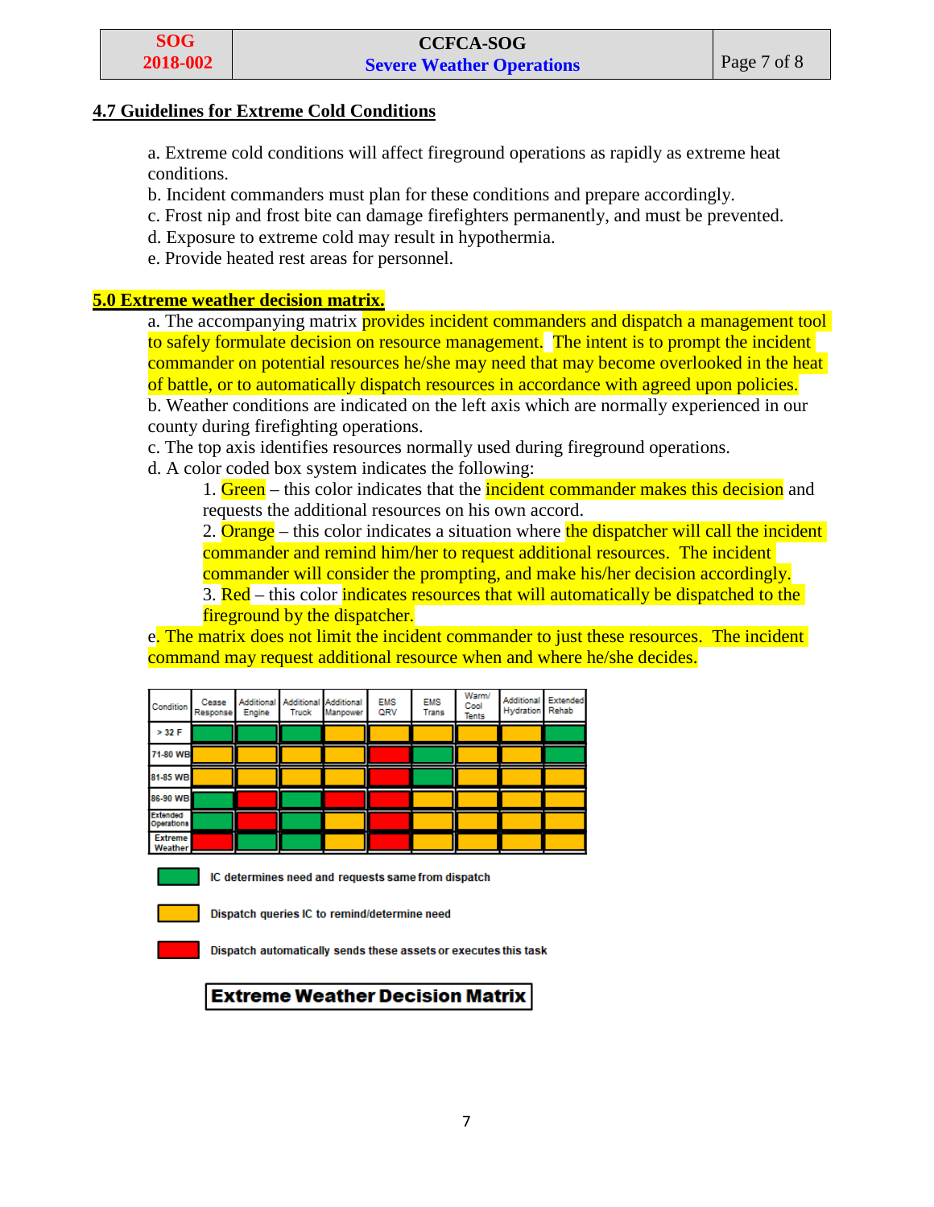## 4.7 Guidelines for Extreme Cold Conditions

a. Extreme cold conditions will affect fireground operations as rapidly as extreme heat conditions.
b. Incident commanders must plan for these conditions and prepare accordingly.
c. Frost nip and frost bite can damage firefighters permanently, and must be prevented.
d. Exposure to extreme cold may result in hypothermia.
e. Provide heated rest areas for personnel.

## 5.0 Extreme weather decision matrix.

a. The accompanying matrix provides incident commanders and dispatch a management tool to safely formulate decision on resource management. The intent is to prompt the incident commander on potential resources he/she may need that may become overlooked in the heat of battle, or to automatically dispatch resources in accordance with agreed upon policies.
b. Weather conditions are indicated on the left axis which are normally experienced in our county during firefighting operations.
c. The top axis identifies resources normally used during fireground operations.
d. A color coded box system indicates the following:

1. Green – this color indicates that the incident commander makes this decision and requests the additional resources on his own accord.
2. Orange – this color indicates a situation where the dispatcher will call the incident commander and remind him/her to request additional resources. The incident commander will consider the prompting, and make his/her decision accordingly.
3. Red – this color indicates resources that will automatically be dispatched to the fireground by the dispatcher.

e. The matrix does not limit the incident commander to just these resources. The incident command may request additional resource when and where he/she decides.

| Condition | Cease Response | Additional Engine | Additional Truck | Additional Manpower | EMS QRV | EMS Trans | Warm/ Cool Tents | Additional Hydration | Extended Rehab |
|---|---|---|---|---|---|---|---|---|---|
| > 32 F | Green | Green | Green | Orange | Orange | Orange | Orange | Orange | Green |
| 71-80 WB | Orange | Orange | Orange | Orange | Red | Green | Orange | Orange | Green |
| 81-85 WB | Orange | Orange | Orange | Orange | Red | Green | Orange | Orange | Orange |
| 86-90 WB | Green | Red | Green | Red | Red | Orange | Orange | Orange | Orange |
| Extended Operations | Green | Red | Green | Orange | Red | Orange | Orange | Orange | Orange |
| Extreme Weather | Red | Green | Green | Orange | Red | Orange | Orange | Orange | Orange |

Green: IC determines need and requests same from dispatch

Orange: Dispatch queries IC to remind/determine need

Red: Dispatch automatically sends these assets or executes this task

**Extreme Weather Decision Matrix**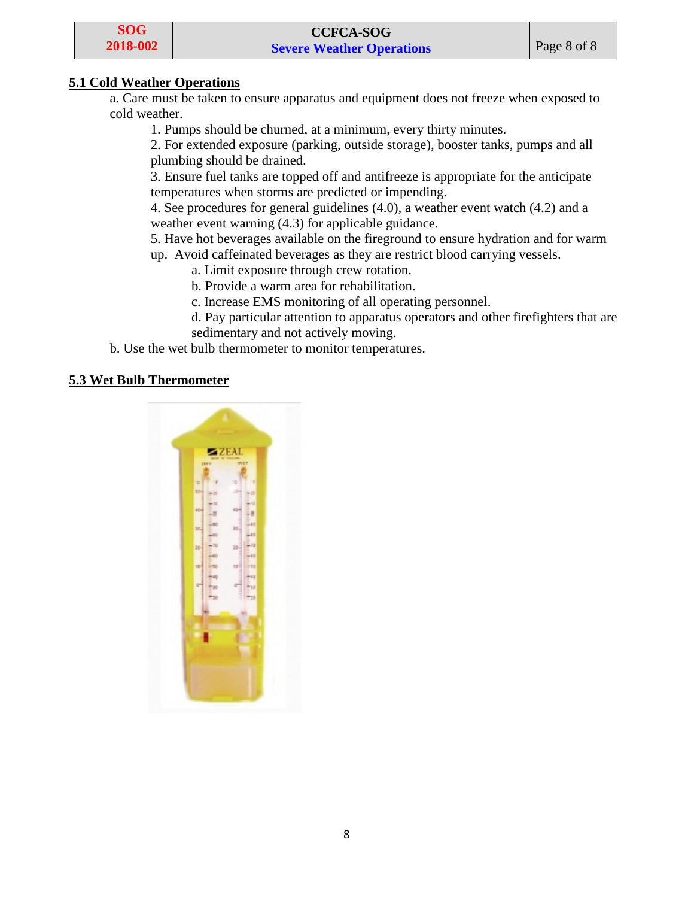## 5.1 Cold Weather Operations

a. Care must be taken to ensure apparatus and equipment does not freeze when exposed to cold weather.

1. Pumps should be churned, at a minimum, every thirty minutes.
2. For extended exposure (parking, outside storage), booster tanks, pumps and all plumbing should be drained.
3. Ensure fuel tanks are topped off and antifreeze is appropriate for the anticipate temperatures when storms are predicted or impending.
4. See procedures for general guidelines (4.0), a weather event watch (4.2) and a weather event warning (4.3) for applicable guidance.
5. Have hot beverages available on the fireground to ensure hydration and for warm up. Avoid caffeinated beverages as they are restrict blood carrying vessels.
   - a. Limit exposure through crew rotation.
   - b. Provide a warm area for rehabilitation.
   - c. Increase EMS monitoring of all operating personnel.
   - d. Pay particular attention to apparatus operators and other firefighters that are sedimentary and not actively moving.

b. Use the wet bulb thermometer to monitor temperatures.

## 5.3 Wet Bulb Thermometer